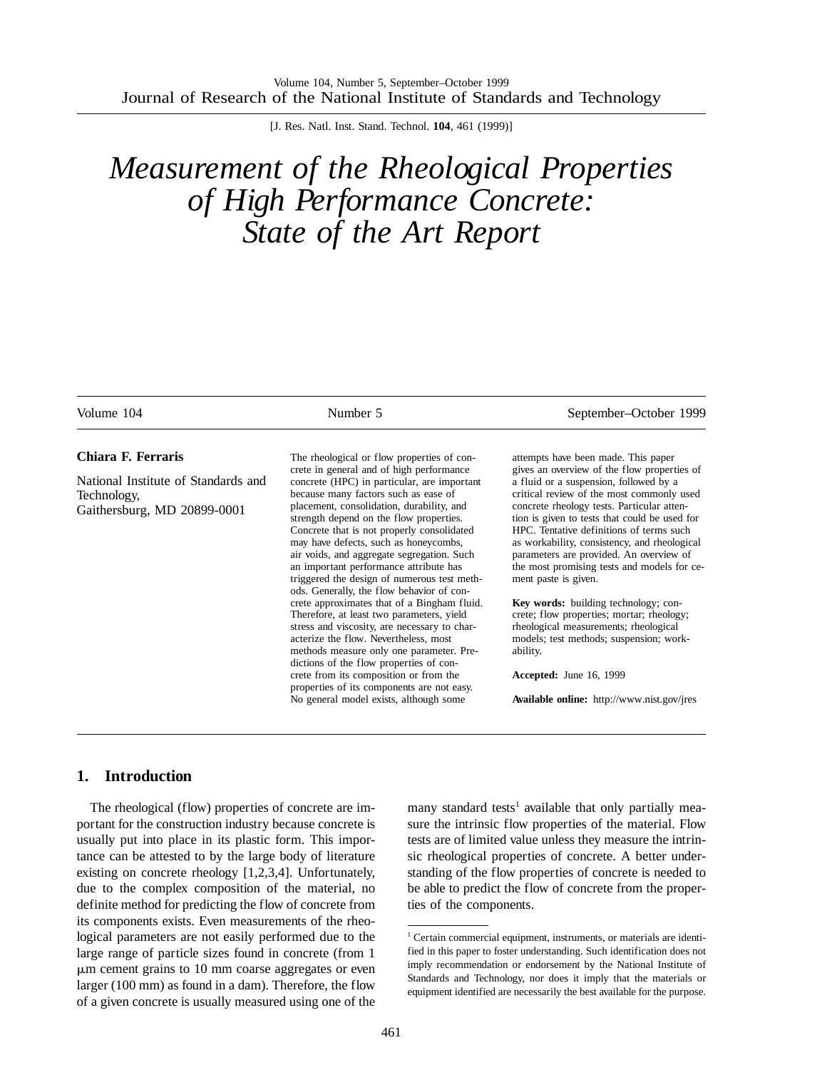# Measurement of the Rheological Properties of High Performance Concrete: State of the Art Report

**Chiara F. Ferraris**

National Institute of Standards and Technology,
Gaithersburg, MD 20899-0001

The rheological or flow properties of concrete in general and of high performance concrete (HPC) in particular, are important because many factors such as ease of placement, consolidation, durability, and strength depend on the flow properties. Concrete that is not properly consolidated may have defects, such as honeycombs, air voids, and aggregate segregation. Such an important performance attribute has triggered the design of numerous test methods. Generally, the flow behavior of concrete approximates that of a Bingham fluid. Therefore, at least two parameters, yield stress and viscosity, are necessary to characterize the flow. Nevertheless, most methods measure only one parameter. Predictions of the flow properties of concrete from its composition or from the properties of its components are not easy. No general model exists, although some attempts have been made. This paper gives an overview of the flow properties of a fluid or a suspension, followed by a critical review of the most commonly used concrete rheology tests. Particular attention is given to tests that could be used for HPC. Tentative definitions of terms such as workability, consistency, and rheological parameters are provided. An overview of the most promising tests and models for cement paste is given.

**Key words:** building technology; concrete; flow properties; mortar; rheology; rheological measurements; rheological models; test methods; suspension; workability.

**Accepted:** June 16, 1999

**Available online:** http://www.nist.gov/jres

## 1. Introduction

The rheological (flow) properties of concrete are important for the construction industry because concrete is usually put into place in its plastic form. This importance can be attested to by the large body of literature existing on concrete rheology [1,2,3,4]. Unfortunately, due to the complex composition of the material, no definite method for predicting the flow of concrete from its components exists. Even measurements of the rheological parameters are not easily performed due to the large range of particle sizes found in concrete (from 1 μm cement grains to 10 mm coarse aggregates or even larger (100 mm) as found in a dam). Therefore, the flow of a given concrete is usually measured using one of the many standard tests[1] available that only partially measure the intrinsic flow properties of the material. Flow tests are of limited value unless they measure the intrinsic rheological properties of concrete. A better understanding of the flow properties of concrete is needed to be able to predict the flow of concrete from the properties of the components.

[1] Certain commercial equipment, instruments, or materials are identified in this paper to foster understanding. Such identification does not imply recommendation or endorsement by the National Institute of Standards and Technology, nor does it imply that the materials or equipment identified are necessarily the best available for the purpose.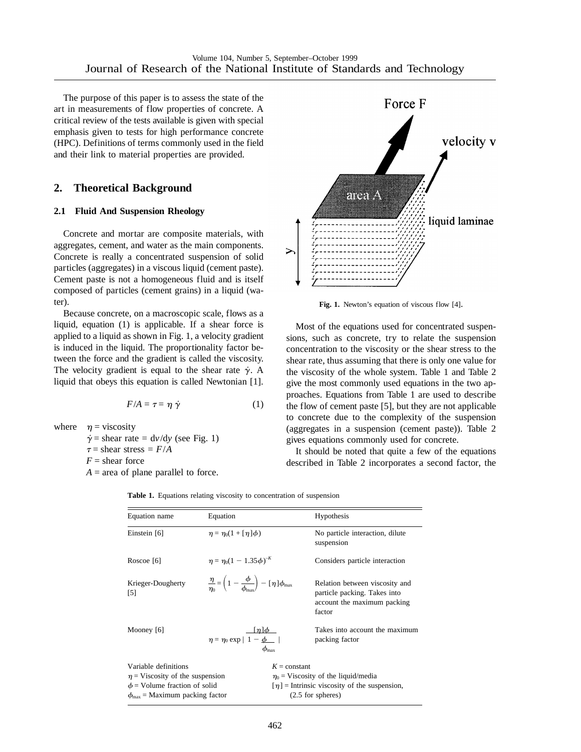The purpose of this paper is to assess the state of the art in measurements of flow properties of concrete. A critical review of the tests available is given with special emphasis given to tests for high performance concrete (HPC). Definitions of terms commonly used in the field and their link to material properties are provided.

## 2. Theoretical Background

### 2.1 Fluid And Suspension Rheology

Concrete and mortar are composite materials, with aggregates, cement, and water as the main components. Concrete is really a concentrated suspension of solid particles (aggregates) in a viscous liquid (cement paste). Cement paste is not a homogeneous fluid and is itself composed of particles (cement grains) in a liquid (water).

Because concrete, on a macroscopic scale, flows as a liquid, equation (1) is applicable. If a shear force is applied to a liquid as shown in Fig. 1, a velocity gradient is induced in the liquid. The proportionality factor between the force and the gradient is called the viscosity. The velocity gradient is equal to the shear rate $\dot{\gamma}$. A liquid that obeys this equation is called Newtonian [1].

$$F/A = \tau = \eta \, \dot{\gamma} \qquad (1)$$

where
$\eta$ = viscosity
$\dot{\gamma}$ = shear rate = $dv/dy$ (see Fig. 1)
$\tau$ = shear stress = $F/A$
$F$ = shear force
$A$ = area of plane parallel to force.

**Fig. 1.** Newton's equation of viscous flow [4].

Most of the equations used for concentrated suspensions, such as concrete, try to relate the suspension concentration to the viscosity or the shear stress to the shear rate, thus assuming that there is only one value for the viscosity of the whole system. Table 1 and Table 2 give the most commonly used equations in the two approaches. Equations from Table 1 are used to describe the flow of cement paste [5], but they are not applicable to concrete due to the complexity of the suspension (aggregates in a suspension (cement paste)). Table 2 gives equations commonly used for concrete.

It should be noted that quite a few of the equations described in Table 2 incorporates a second factor, the

**Table 1.** Equations relating viscosity to concentration of suspension

| Equation name | Equation | Hypothesis |
|---|---|---|
| Einstein [6] | $\eta = \eta_0(1 + [\eta]\phi)$ | No particle interaction, dilute suspension |
| Roscoe [6] | $\eta = \eta_0(1 - 1.35\phi)^{-K}$ | Considers particle interaction |
| Krieger-Dougherty [5] | $\frac{\eta}{\eta_0} = \left(1 - \frac{\phi}{\phi_{max}}\right) - [\eta]\phi_{max}$ | Relation between viscosity and particle packing. Takes into account the maximum packing factor |
| Mooney [6] | $\eta = \eta_0 \exp\left( \frac{[\eta]\phi}{1 - \frac{\phi}{\phi_{max}}} \right)$ | Takes into account the maximum packing factor |

Variable definitions
$\eta$ = Viscosity of the suspension
$\phi$ = Volume fraction of solid
$\phi_{max}$ = Maximum packing factor
$K$ = constant
$\eta_0$ = Viscosity of the liquid/media
$[\eta]$ = Intrinsic viscosity of the suspension, (2.5 for spheres)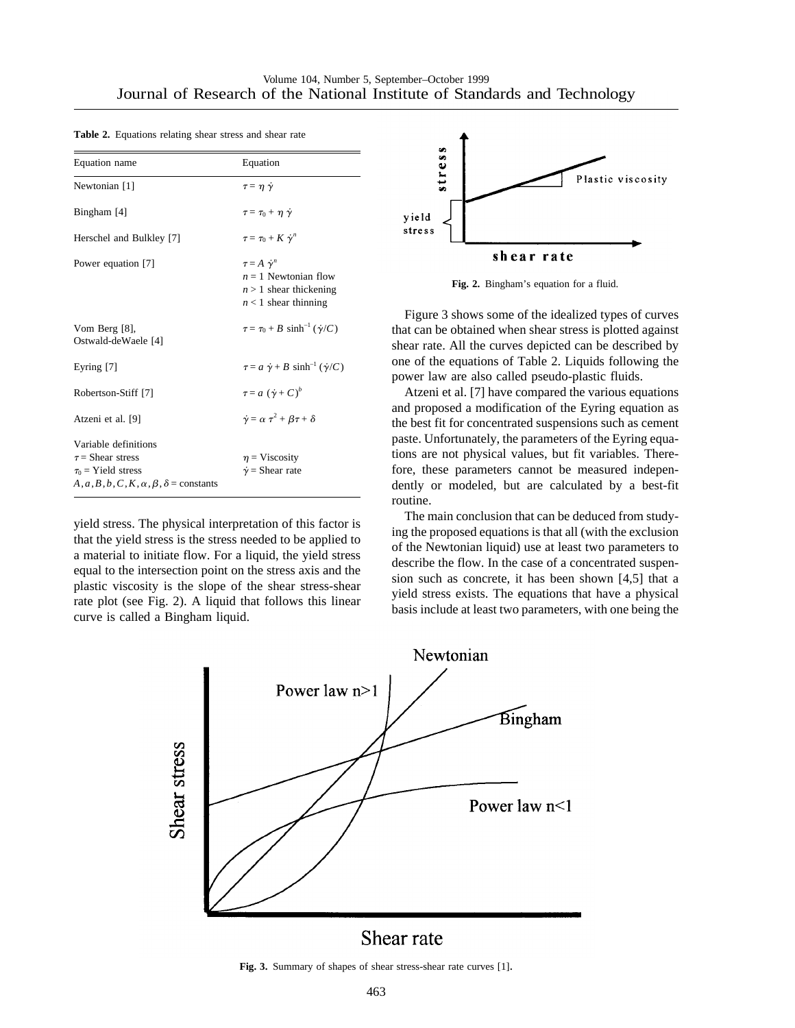**Table 2.** Equations relating shear stress and shear rate

| Equation name | Equation |
|---|---|
| Newtonian [1] | $\tau = \eta\,\dot{\gamma}$ |
| Bingham [4] | $\tau = \tau_0 + \eta\,\dot{\gamma}$ |
| Herschel and Bulkley [7] | $\tau = \tau_0 + K\,\dot{\gamma}^n$ |
| Power equation [7] | $\tau = A\,\dot{\gamma}^n$<br>$n = 1$ Newtonian flow<br>$n > 1$ shear thickening<br>$n < 1$ shear thinning |
| Vom Berg [8], Ostwald-deWaele [4] | $\tau = \tau_0 + B\,\sinh^{-1}(\dot{\gamma}/C)$ |
| Eyring [7] | $\tau = a\,\dot{\gamma} + B\,\sinh^{-1}(\dot{\gamma}/C)$ |
| Robertson-Stiff [7] | $\tau = a\,(\dot{\gamma} + C)^b$ |
| Atzeni et al. [9] | $\dot{\gamma} = \alpha\,\tau^2 + \beta\tau + \delta$ |
| Variable definitions<br>$\tau$ = Shear stress<br>$\tau_0$ = Yield stress<br>$A, a, B, b, C, K, \alpha, \beta, \delta$ = constants | <br>$\eta$ = Viscosity<br>$\dot{\gamma}$ = Shear rate |

yield stress. The physical interpretation of this factor is that the yield stress is the stress needed to be applied to a material to initiate flow. For a liquid, the yield stress equal to the intersection point on the stress axis and the plastic viscosity is the slope of the shear stress-shear rate plot (see Fig. 2). A liquid that follows this linear curve is called a Bingham liquid.

**Fig. 2.** Bingham's equation for a fluid.

Figure 3 shows some of the idealized types of curves that can be obtained when shear stress is plotted against shear rate. All the curves depicted can be described by one of the equations of Table 2. Liquids following the power law are also called pseudo-plastic fluids.

Atzeni et al. [7] have compared the various equations and proposed a modification of the Eyring equation as the best fit for concentrated suspensions such as cement paste. Unfortunately, the parameters of the Eyring equations are not physical values, but fit variables. Therefore, these parameters cannot be measured independently or modeled, but are calculated by a best-fit routine.

The main conclusion that can be deduced from studying the proposed equations is that all (with the exclusion of the Newtonian liquid) use at least two parameters to describe the flow. In the case of a concentrated suspension such as concrete, it has been shown [4,5] that a yield stress exists. The equations that have a physical basis include at least two parameters, with one being the

**Fig. 3.** Summary of shapes of shear stress-shear rate curves [1].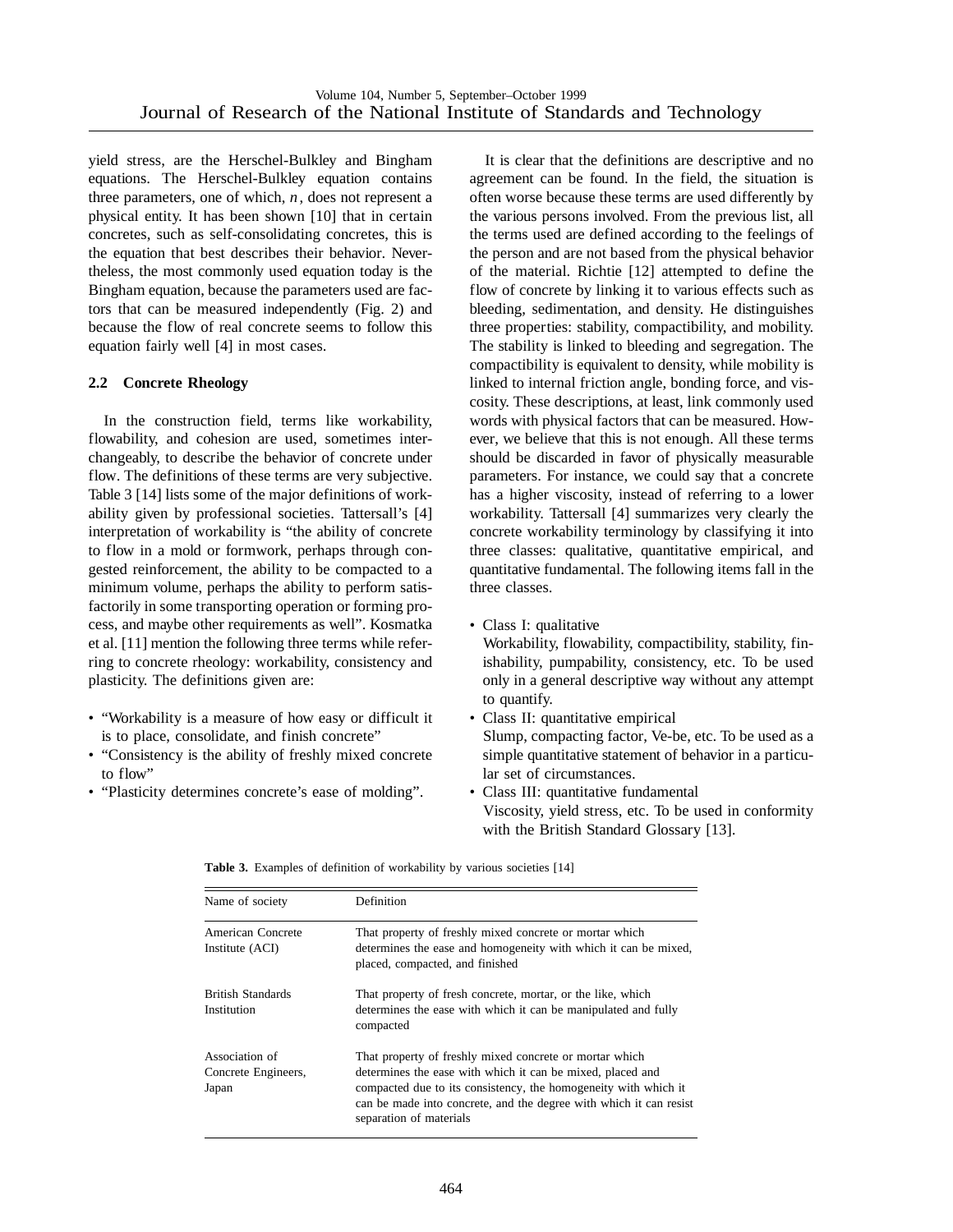yield stress, are the Herschel-Bulkley and Bingham equations. The Herschel-Bulkley equation contains three parameters, one of which, $n$, does not represent a physical entity. It has been shown [10] that in certain concretes, such as self-consolidating concretes, this is the equation that best describes their behavior. Nevertheless, the most commonly used equation today is the Bingham equation, because the parameters used are factors that can be measured independently (Fig. 2) and because the flow of real concrete seems to follow this equation fairly well [4] in most cases.

### 2.2 Concrete Rheology

In the construction field, terms like workability, flowability, and cohesion are used, sometimes interchangeably, to describe the behavior of concrete under flow. The definitions of these terms are very subjective. Table 3 [14] lists some of the major definitions of workability given by professional societies. Tattersall's [4] interpretation of workability is "the ability of concrete to flow in a mold or formwork, perhaps through congested reinforcement, the ability to be compacted to a minimum volume, perhaps the ability to perform satisfactorily in some transporting operation or forming process, and maybe other requirements as well". Kosmatka et al. [11] mention the following three terms while referring to concrete rheology: workability, consistency and plasticity. The definitions given are:

- "Workability is a measure of how easy or difficult it is to place, consolidate, and finish concrete"
- "Consistency is the ability of freshly mixed concrete to flow"
- "Plasticity determines concrete's ease of molding".

It is clear that the definitions are descriptive and no agreement can be found. In the field, the situation is often worse because these terms are used differently by the various persons involved. From the previous list, all the terms used are defined according to the feelings of the person and are not based from the physical behavior of the material. Richtie [12] attempted to define the flow of concrete by linking it to various effects such as bleeding, sedimentation, and density. He distinguishes three properties: stability, compactibility, and mobility. The stability is linked to bleeding and segregation. The compactibility is equivalent to density, while mobility is linked to internal friction angle, bonding force, and viscosity. These descriptions, at least, link commonly used words with physical factors that can be measured. However, we believe that this is not enough. All these terms should be discarded in favor of physically measurable parameters. For instance, we could say that a concrete has a higher viscosity, instead of referring to a lower workability. Tattersall [4] summarizes very clearly the concrete workability terminology by classifying it into three classes: qualitative, quantitative empirical, and quantitative fundamental. The following items fall in the three classes.

- Class I: qualitative
  Workability, flowability, compactibility, stability, finishability, pumpability, consistency, etc. To be used only in a general descriptive way without any attempt to quantify.
- Class II: quantitative empirical
  Slump, compacting factor, Ve-be, etc. To be used as a simple quantitative statement of behavior in a particular set of circumstances.
- Class III: quantitative fundamental
  Viscosity, yield stress, etc. To be used in conformity with the British Standard Glossary [13].

**Table 3.** Examples of definition of workability by various societies [14]

| Name of society | Definition |
|---|---|
| American Concrete Institute (ACI) | That property of freshly mixed concrete or mortar which determines the ease and homogeneity with which it can be mixed, placed, compacted, and finished |
| British Standards Institution | That property of fresh concrete, mortar, or the like, which determines the ease with which it can be manipulated and fully compacted |
| Association of Concrete Engineers, Japan | That property of freshly mixed concrete or mortar which determines the ease with which it can be mixed, placed and compacted due to its consistency, the homogeneity with which it can be made into concrete, and the degree with which it can resist separation of materials |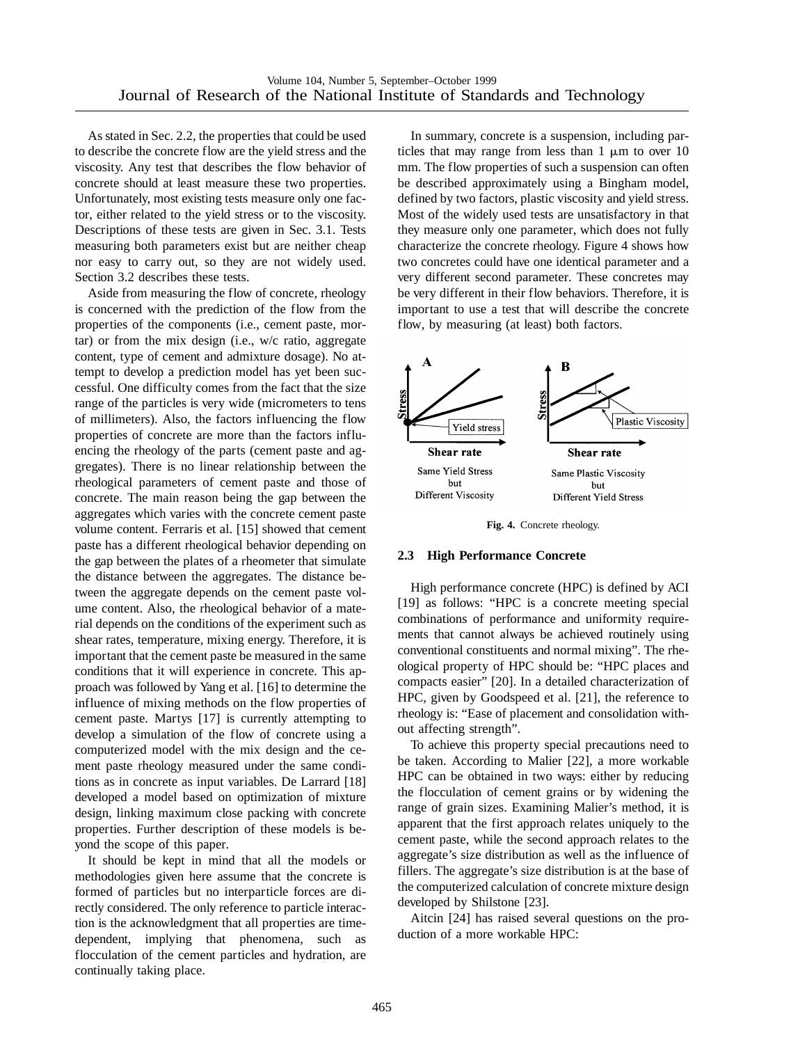As stated in Sec. 2.2, the properties that could be used to describe the concrete flow are the yield stress and the viscosity. Any test that describes the flow behavior of concrete should at least measure these two properties. Unfortunately, most existing tests measure only one factor, either related to the yield stress or to the viscosity. Descriptions of these tests are given in Sec. 3.1. Tests measuring both parameters exist but are neither cheap nor easy to carry out, so they are not widely used. Section 3.2 describes these tests.

Aside from measuring the flow of concrete, rheology is concerned with the prediction of the flow from the properties of the components (i.e., cement paste, mortar) or from the mix design (i.e., w/c ratio, aggregate content, type of cement and admixture dosage). No attempt to develop a prediction model has yet been successful. One difficulty comes from the fact that the size range of the particles is very wide (micrometers to tens of millimeters). Also, the factors influencing the flow properties of concrete are more than the factors influencing the rheology of the parts (cement paste and aggregates). There is no linear relationship between the rheological parameters of cement paste and those of concrete. The main reason being the gap between the aggregates which varies with the concrete cement paste volume content. Ferraris et al. [15] showed that cement paste has a different rheological behavior depending on the gap between the plates of a rheometer that simulate the distance between the aggregates. The distance between the aggregate depends on the cement paste volume content. Also, the rheological behavior of a material depends on the conditions of the experiment such as shear rates, temperature, mixing energy. Therefore, it is important that the cement paste be measured in the same conditions that it will experience in concrete. This approach was followed by Yang et al. [16] to determine the influence of mixing methods on the flow properties of cement paste. Martys [17] is currently attempting to develop a simulation of the flow of concrete using a computerized model with the mix design and the cement paste rheology measured under the same conditions as in concrete as input variables. De Larrard [18] developed a model based on optimization of mixture design, linking maximum close packing with concrete properties. Further description of these models is beyond the scope of this paper.

It should be kept in mind that all the models or methodologies given here assume that the concrete is formed of particles but no interparticle forces are directly considered. The only reference to particle interaction is the acknowledgment that all properties are time-dependent, implying that phenomena, such as flocculation of the cement particles and hydration, are continually taking place.

In summary, concrete is a suspension, including particles that may range from less than 1 μm to over 10 mm. The flow properties of such a suspension can often be described approximately using a Bingham model, defined by two factors, plastic viscosity and yield stress. Most of the widely used tests are unsatisfactory in that they measure only one parameter, which does not fully characterize the concrete rheology. Figure 4 shows how two concretes could have one identical parameter and a very different second parameter. These concretes may be very different in their flow behaviors. Therefore, it is important to use a test that will describe the concrete flow, by measuring (at least) both factors.

A
Stress
Yield stress
Shear rate
Same Yield Stress but Different Viscosity

B
Stress
Plastic Viscosity
Shear rate
Same Plastic Viscosity but Different Yield Stress

**Fig. 4.** Concrete rheology.

### 2.3 High Performance Concrete

High performance concrete (HPC) is defined by ACI [19] as follows: "HPC is a concrete meeting special combinations of performance and uniformity requirements that cannot always be achieved routinely using conventional constituents and normal mixing". The rheological property of HPC should be: "HPC places and compacts easier" [20]. In a detailed characterization of HPC, given by Goodspeed et al. [21], the reference to rheology is: "Ease of placement and consolidation without affecting strength".

To achieve this property special precautions need to be taken. According to Malier [22], a more workable HPC can be obtained in two ways: either by reducing the flocculation of cement grains or by widening the range of grain sizes. Examining Malier's method, it is apparent that the first approach relates uniquely to the cement paste, while the second approach relates to the aggregate's size distribution as well as the influence of fillers. The aggregate's size distribution is at the base of the computerized calculation of concrete mixture design developed by Shilstone [23].

Aitcin [24] has raised several questions on the production of a more workable HPC: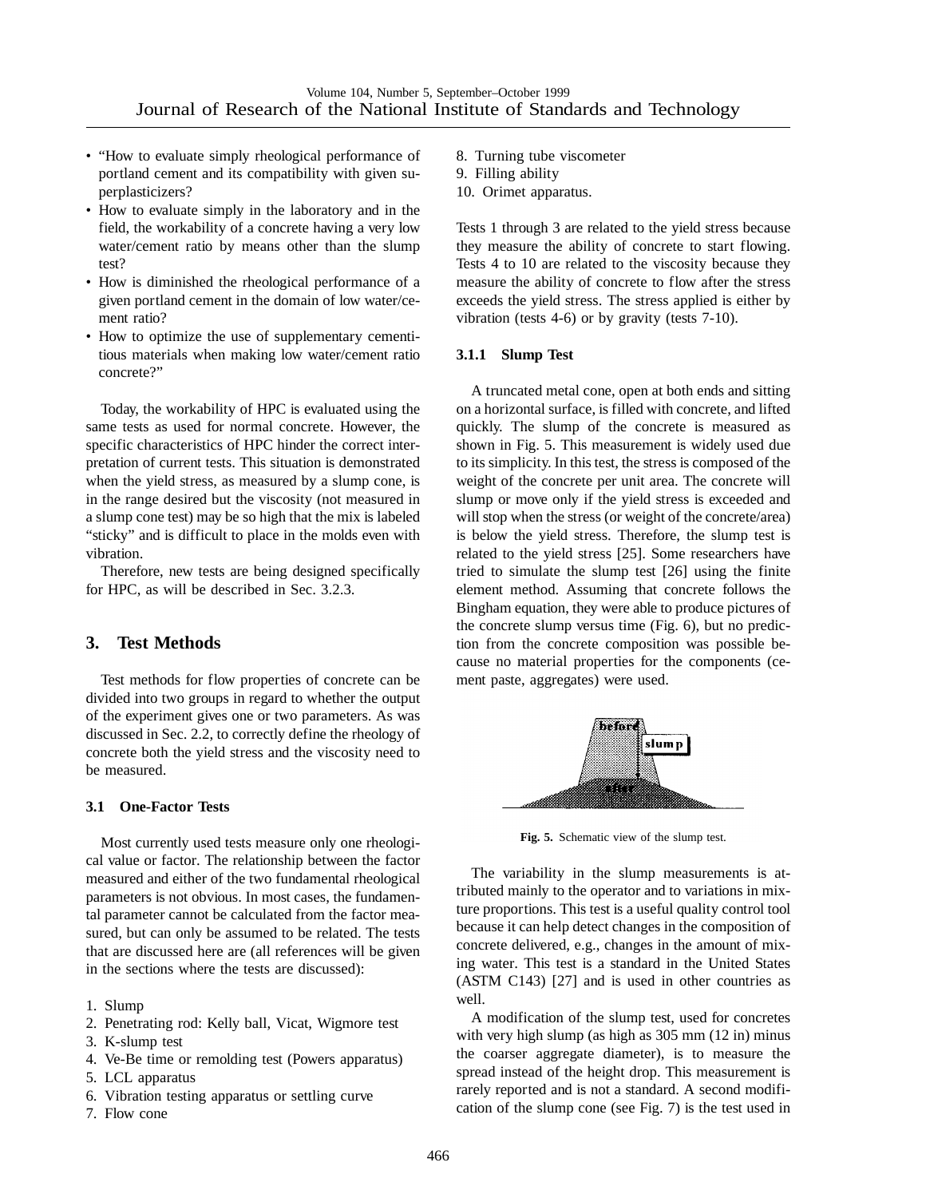- "How to evaluate simply rheological performance of portland cement and its compatibility with given superplasticizers?
- How to evaluate simply in the laboratory and in the field, the workability of a concrete having a very low water/cement ratio by means other than the slump test?
- How is diminished the rheological performance of a given portland cement in the domain of low water/cement ratio?
- How to optimize the use of supplementary cementitious materials when making low water/cement ratio concrete?"

Today, the workability of HPC is evaluated using the same tests as used for normal concrete. However, the specific characteristics of HPC hinder the correct interpretation of current tests. This situation is demonstrated when the yield stress, as measured by a slump cone, is in the range desired but the viscosity (not measured in a slump cone test) may be so high that the mix is labeled "sticky" and is difficult to place in the molds even with vibration.

Therefore, new tests are being designed specifically for HPC, as will be described in Sec. 3.2.3.

## 3. Test Methods

Test methods for flow properties of concrete can be divided into two groups in regard to whether the output of the experiment gives one or two parameters. As was discussed in Sec. 2.2, to correctly define the rheology of concrete both the yield stress and the viscosity need to be measured.

### 3.1 One-Factor Tests

Most currently used tests measure only one rheological value or factor. The relationship between the factor measured and either of the two fundamental rheological parameters is not obvious. In most cases, the fundamental parameter cannot be calculated from the factor measured, but can only be assumed to be related. The tests that are discussed here are (all references will be given in the sections where the tests are discussed):

1. Slump
2. Penetrating rod: Kelly ball, Vicat, Wigmore test
3. K-slump test
4. Ve-Be time or remolding test (Powers apparatus)
5. LCL apparatus
6. Vibration testing apparatus or settling curve
7. Flow cone
8. Turning tube viscometer
9. Filling ability
10. Orimet apparatus.

Tests 1 through 3 are related to the yield stress because they measure the ability of concrete to start flowing. Tests 4 to 10 are related to the viscosity because they measure the ability of concrete to flow after the stress exceeds the yield stress. The stress applied is either by vibration (tests 4-6) or by gravity (tests 7-10).

#### 3.1.1 Slump Test

A truncated metal cone, open at both ends and sitting on a horizontal surface, is filled with concrete, and lifted quickly. The slump of the concrete is measured as shown in Fig. 5. This measurement is widely used due to its simplicity. In this test, the stress is composed of the weight of the concrete per unit area. The concrete will slump or move only if the yield stress is exceeded and will stop when the stress (or weight of the concrete/area) is below the yield stress. Therefore, the slump test is related to the yield stress [25]. Some researchers have tried to simulate the slump test [26] using the finite element method. Assuming that concrete follows the Bingham equation, they were able to produce pictures of the concrete slump versus time (Fig. 6), but no prediction from the concrete composition was possible because no material properties for the components (cement paste, aggregates) were used.

**Fig. 5.** Schematic view of the slump test.

The variability in the slump measurements is attributed mainly to the operator and to variations in mixture proportions. This test is a useful quality control tool because it can help detect changes in the composition of concrete delivered, e.g., changes in the amount of mixing water. This test is a standard in the United States (ASTM C143) [27] and is used in other countries as well.

A modification of the slump test, used for concretes with very high slump (as high as 305 mm (12 in) minus the coarser aggregate diameter), is to measure the spread instead of the height drop. This measurement is rarely reported and is not a standard. A second modification of the slump cone (see Fig. 7) is the test used in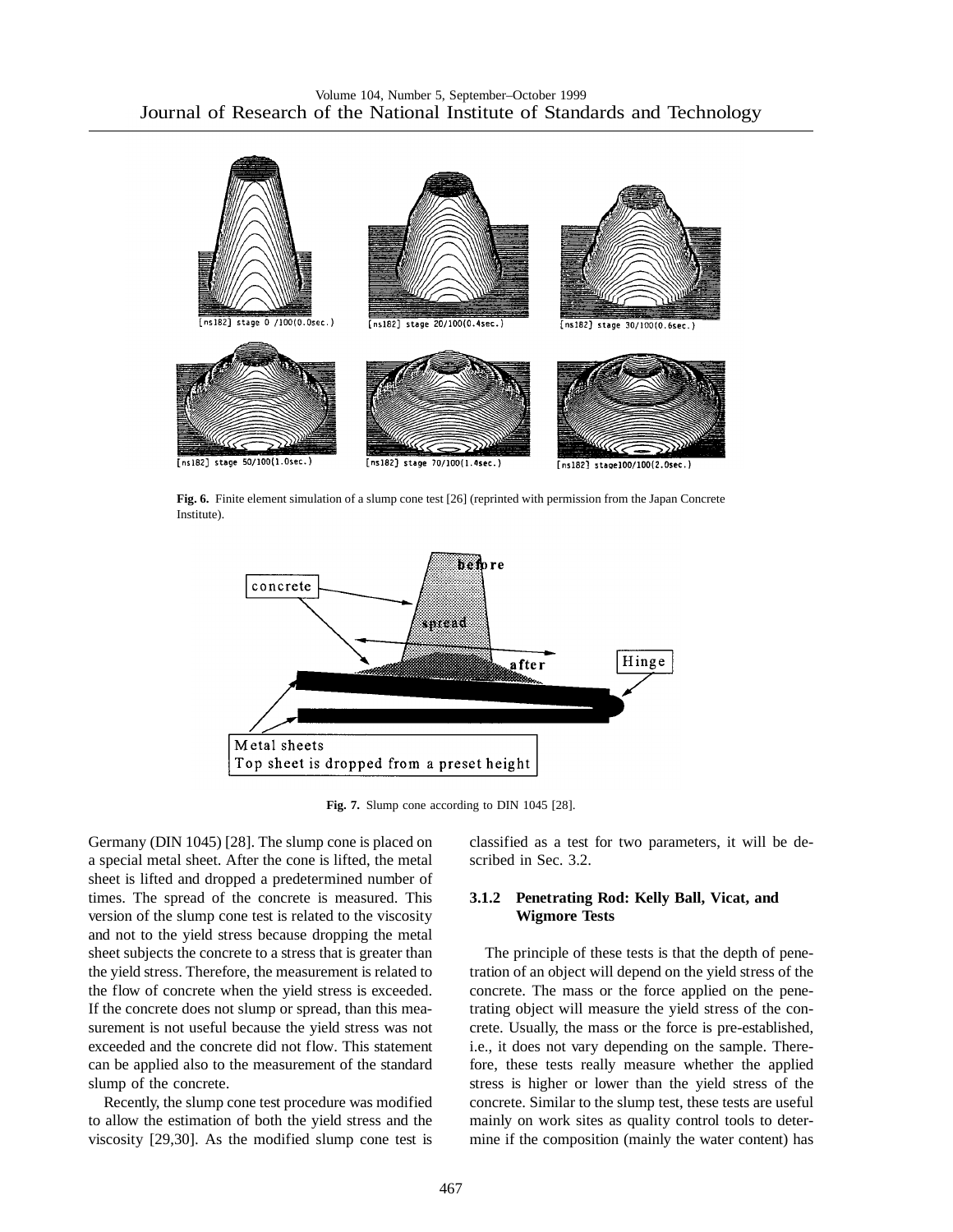**Fig. 6.** Finite element simulation of a slump cone test [26] (reprinted with permission from the Japan Concrete Institute).

**Fig. 7.** Slump cone according to DIN 1045 [28].

Germany (DIN 1045) [28]. The slump cone is placed on a special metal sheet. After the cone is lifted, the metal sheet is lifted and dropped a predetermined number of times. The spread of the concrete is measured. This version of the slump cone test is related to the viscosity and not to the yield stress because dropping the metal sheet subjects the concrete to a stress that is greater than the yield stress. Therefore, the measurement is related to the flow of concrete when the yield stress is exceeded. If the concrete does not slump or spread, than this measurement is not useful because the yield stress was not exceeded and the concrete did not flow. This statement can be applied also to the measurement of the standard slump of the concrete.

Recently, the slump cone test procedure was modified to allow the estimation of both the yield stress and the viscosity [29,30]. As the modified slump cone test is classified as a test for two parameters, it will be described in Sec. 3.2.

### 3.1.2 Penetrating Rod: Kelly Ball, Vicat, and Wigmore Tests

The principle of these tests is that the depth of penetration of an object will depend on the yield stress of the concrete. The mass or the force applied on the penetrating object will measure the yield stress of the concrete. Usually, the mass or the force is pre-established, i.e., it does not vary depending on the sample. Therefore, these tests really measure whether the applied stress is higher or lower than the yield stress of the concrete. Similar to the slump test, these tests are useful mainly on work sites as quality control tools to determine if the composition (mainly the water content) has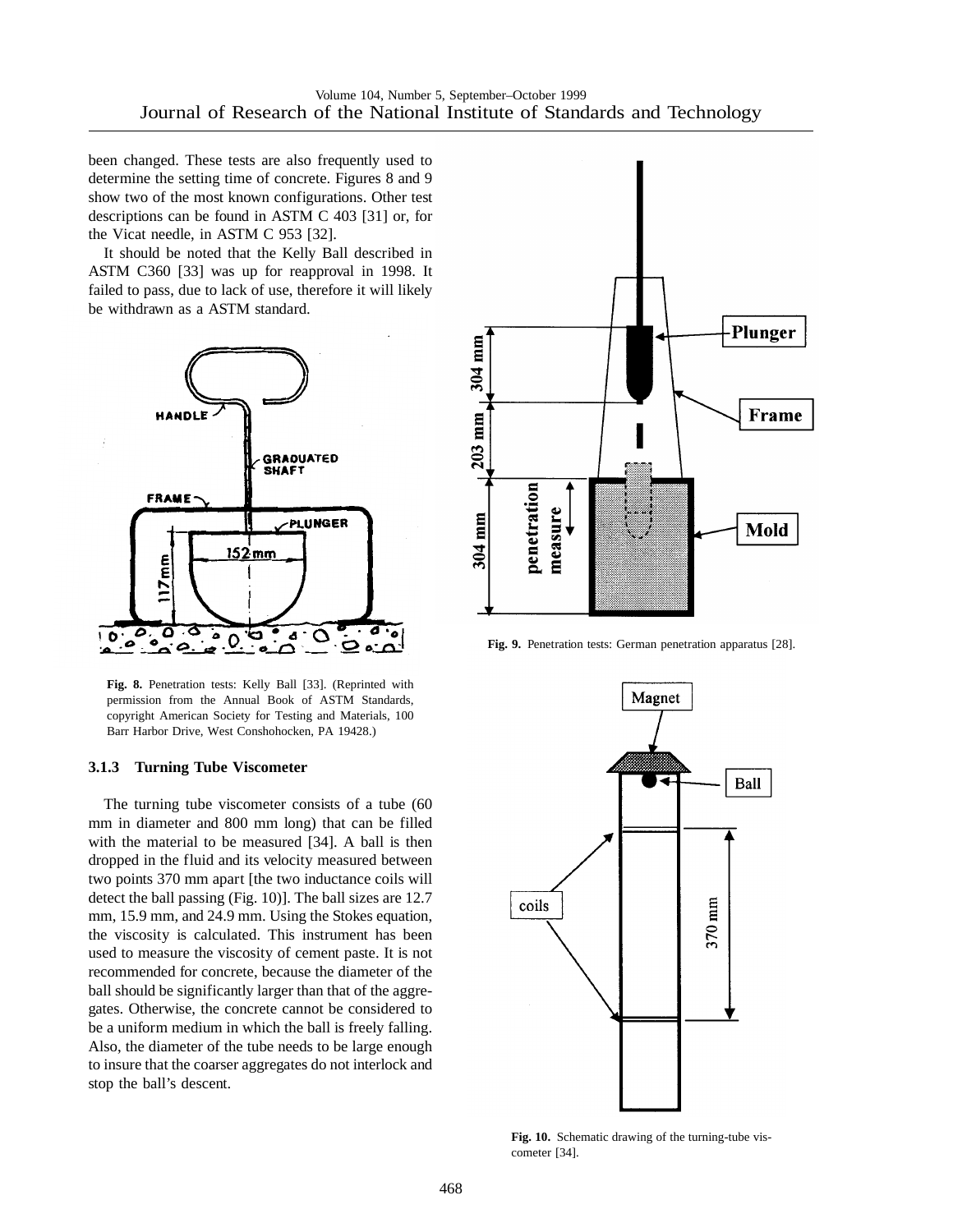been changed. These tests are also frequently used to determine the setting time of concrete. Figures 8 and 9 show two of the most known configurations. Other test descriptions can be found in ASTM C 403 [31] or, for the Vicat needle, in ASTM C 953 [32].

It should be noted that the Kelly Ball described in ASTM C360 [33] was up for reapproval in 1998. It failed to pass, due to lack of use, therefore it will likely be withdrawn as a ASTM standard.

**Fig. 8.** Penetration tests: Kelly Ball [33]. (Reprinted with permission from the Annual Book of ASTM Standards, copyright American Society for Testing and Materials, 100 Barr Harbor Drive, West Conshohocken, PA 19428.)

**Fig. 9.** Penetration tests: German penetration apparatus [28].

### 3.1.3 Turning Tube Viscometer

The turning tube viscometer consists of a tube (60 mm in diameter and 800 mm long) that can be filled with the material to be measured [34]. A ball is then dropped in the fluid and its velocity measured between two points 370 mm apart [the two inductance coils will detect the ball passing (Fig. 10)]. The ball sizes are 12.7 mm, 15.9 mm, and 24.9 mm. Using the Stokes equation, the viscosity is calculated. This instrument has been used to measure the viscosity of cement paste. It is not recommended for concrete, because the diameter of the ball should be significantly larger than that of the aggregates. Otherwise, the concrete cannot be considered to be a uniform medium in which the ball is freely falling. Also, the diameter of the tube needs to be large enough to insure that the coarser aggregates do not interlock and stop the ball's descent.

**Fig. 10.** Schematic drawing of the turning-tube viscometer [34].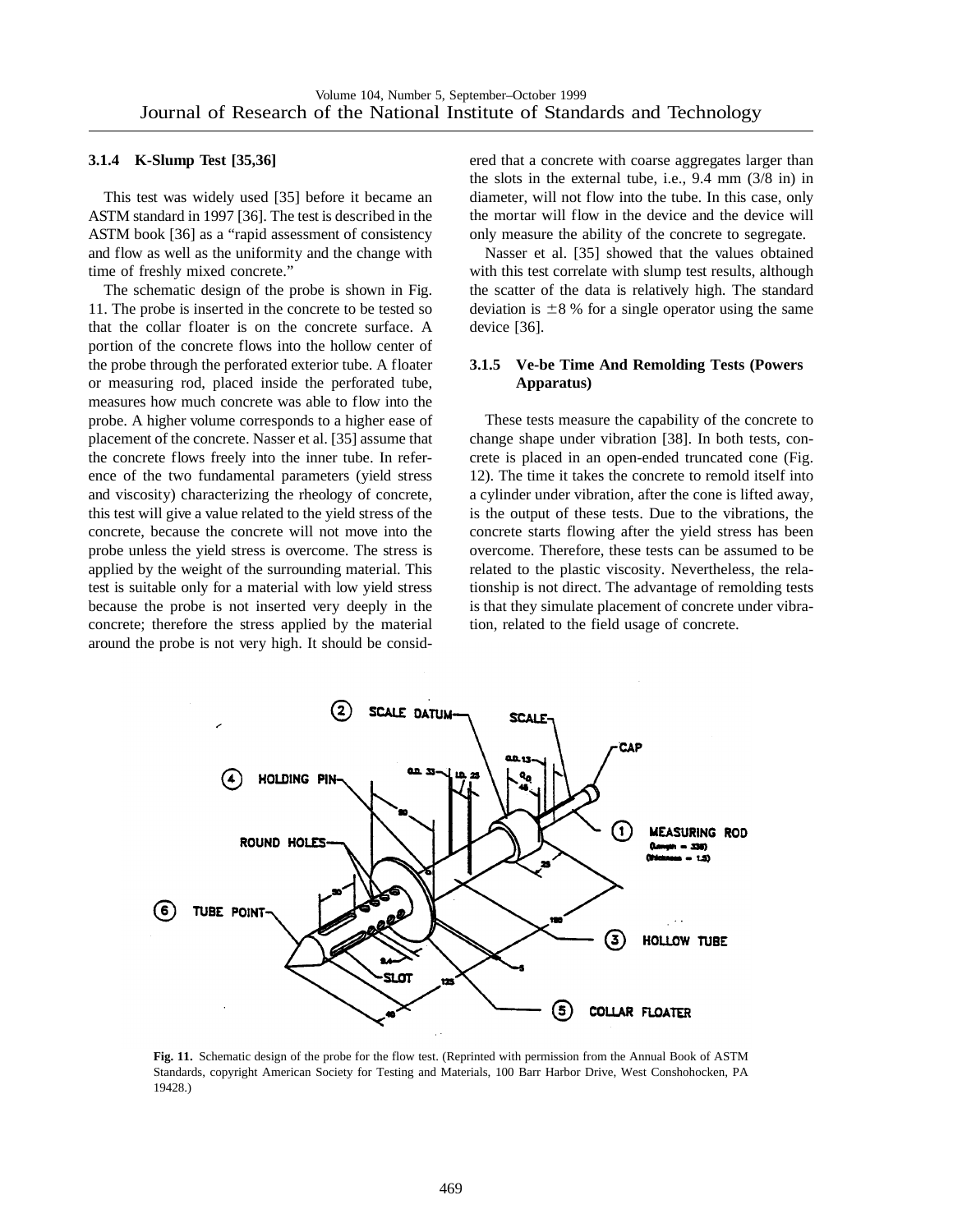### 3.1.4 K-Slump Test [35,36]

This test was widely used [35] before it became an ASTM standard in 1997 [36]. The test is described in the ASTM book [36] as a "rapid assessment of consistency and flow as well as the uniformity and the change with time of freshly mixed concrete."

The schematic design of the probe is shown in Fig. 11. The probe is inserted in the concrete to be tested so that the collar floater is on the concrete surface. A portion of the concrete flows into the hollow center of the probe through the perforated exterior tube. A floater or measuring rod, placed inside the perforated tube, measures how much concrete was able to flow into the probe. A higher volume corresponds to a higher ease of placement of the concrete. Nasser et al. [35] assume that the concrete flows freely into the inner tube. In reference of the two fundamental parameters (yield stress and viscosity) characterizing the rheology of concrete, this test will give a value related to the yield stress of the concrete, because the concrete will not move into the probe unless the yield stress is overcome. The stress is applied by the weight of the surrounding material. This test is suitable only for a material with low yield stress because the probe is not inserted very deeply in the concrete; therefore the stress applied by the material around the probe is not very high. It should be considered that a concrete with coarse aggregates larger than the slots in the external tube, i.e., 9.4 mm (3/8 in) in diameter, will not flow into the tube. In this case, only the mortar will flow in the device and the device will only measure the ability of the concrete to segregate.

Nasser et al. [35] showed that the values obtained with this test correlate with slump test results, although the scatter of the data is relatively high. The standard deviation is $\pm 8$ % for a single operator using the same device [36].

### 3.1.5 Ve-be Time And Remolding Tests (Powers Apparatus)

These tests measure the capability of the concrete to change shape under vibration [38]. In both tests, concrete is placed in an open-ended truncated cone (Fig. 12). The time it takes the concrete to remold itself into a cylinder under vibration, after the cone is lifted away, is the output of these tests. Due to the vibrations, the concrete starts flowing after the yield stress has been overcome. Therefore, these tests can be assumed to be related to the plastic viscosity. Nevertheless, the relationship is not direct. The advantage of remolding tests is that they simulate placement of concrete under vibration, related to the field usage of concrete.

**Fig. 11.** Schematic design of the probe for the flow test. (Reprinted with permission from the Annual Book of ASTM Standards, copyright American Society for Testing and Materials, 100 Barr Harbor Drive, West Conshohocken, PA 19428.)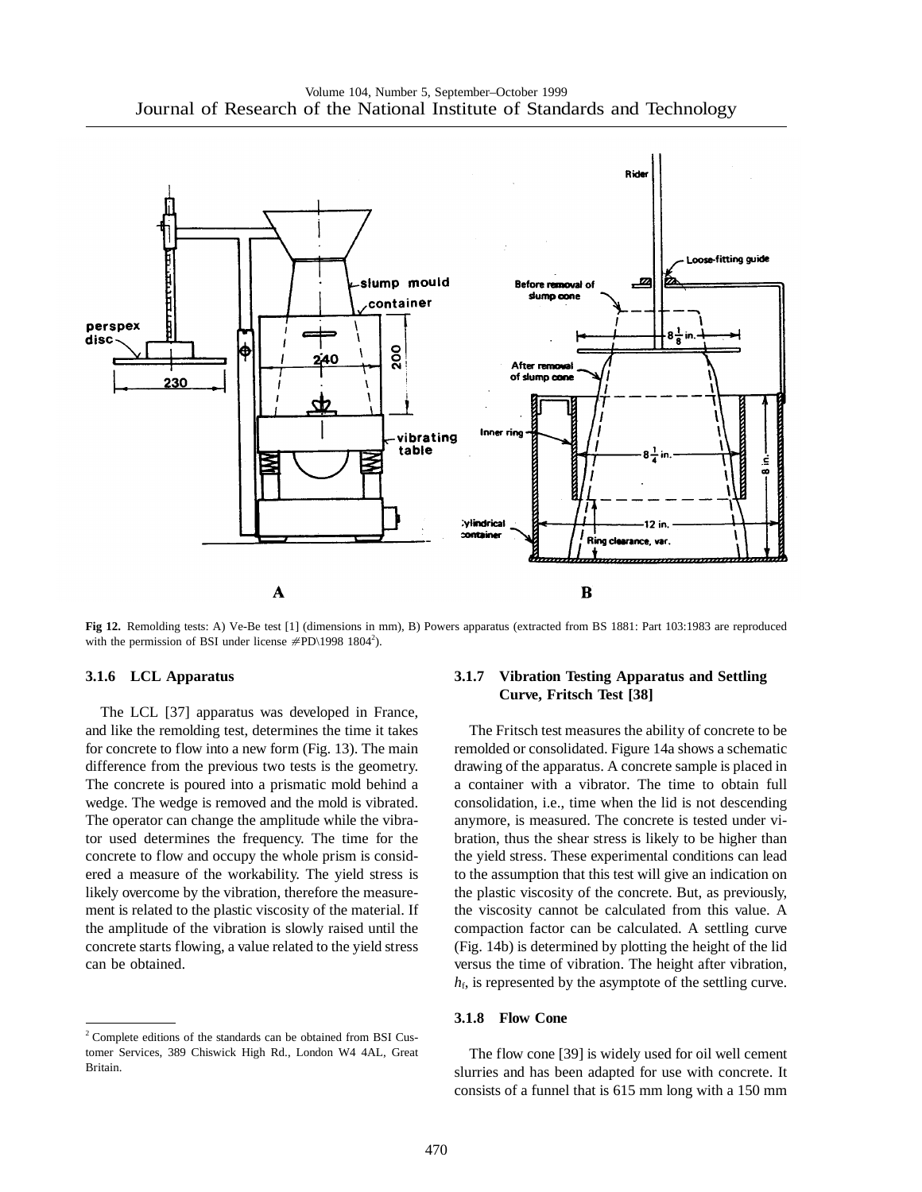**Fig 12.** Remolding tests: A) Ve-Be test [1] (dimensions in mm), B) Powers apparatus (extracted from BS 1881: Part 103:1983 are reproduced with the permission of BSI under license #PD\1998 1804[2]).

### 3.1.6 LCL Apparatus

The LCL [37] apparatus was developed in France, and like the remolding test, determines the time it takes for concrete to flow into a new form (Fig. 13). The main difference from the previous two tests is the geometry. The concrete is poured into a prismatic mold behind a wedge. The wedge is removed and the mold is vibrated. The operator can change the amplitude while the vibrator used determines the frequency. The time for the concrete to flow and occupy the whole prism is considered a measure of the workability. The yield stress is likely overcome by the vibration, therefore the measurement is related to the plastic viscosity of the material. If the amplitude of the vibration is slowly raised until the concrete starts flowing, a value related to the yield stress can be obtained.

### 3.1.7 Vibration Testing Apparatus and Settling Curve, Fritsch Test [38]

The Fritsch test measures the ability of concrete to be remolded or consolidated. Figure 14a shows a schematic drawing of the apparatus. A concrete sample is placed in a container with a vibrator. The time to obtain full consolidation, i.e., time when the lid is not descending anymore, is measured. The concrete is tested under vibration, thus the shear stress is likely to be higher than the yield stress. These experimental conditions can lead to the assumption that this test will give an indication on the plastic viscosity of the concrete. But, as previously, the viscosity cannot be calculated from this value. A compaction factor can be calculated. A settling curve (Fig. 14b) is determined by plotting the height of the lid versus the time of vibration. The height after vibration, $h_f$, is represented by the asymptote of the settling curve.

### 3.1.8 Flow Cone

The flow cone [39] is widely used for oil well cement slurries and has been adapted for use with concrete. It consists of a funnel that is 615 mm long with a 150 mm

[2] Complete editions of the standards can be obtained from BSI Customer Services, 389 Chiswick High Rd., London W4 4AL, Great Britain.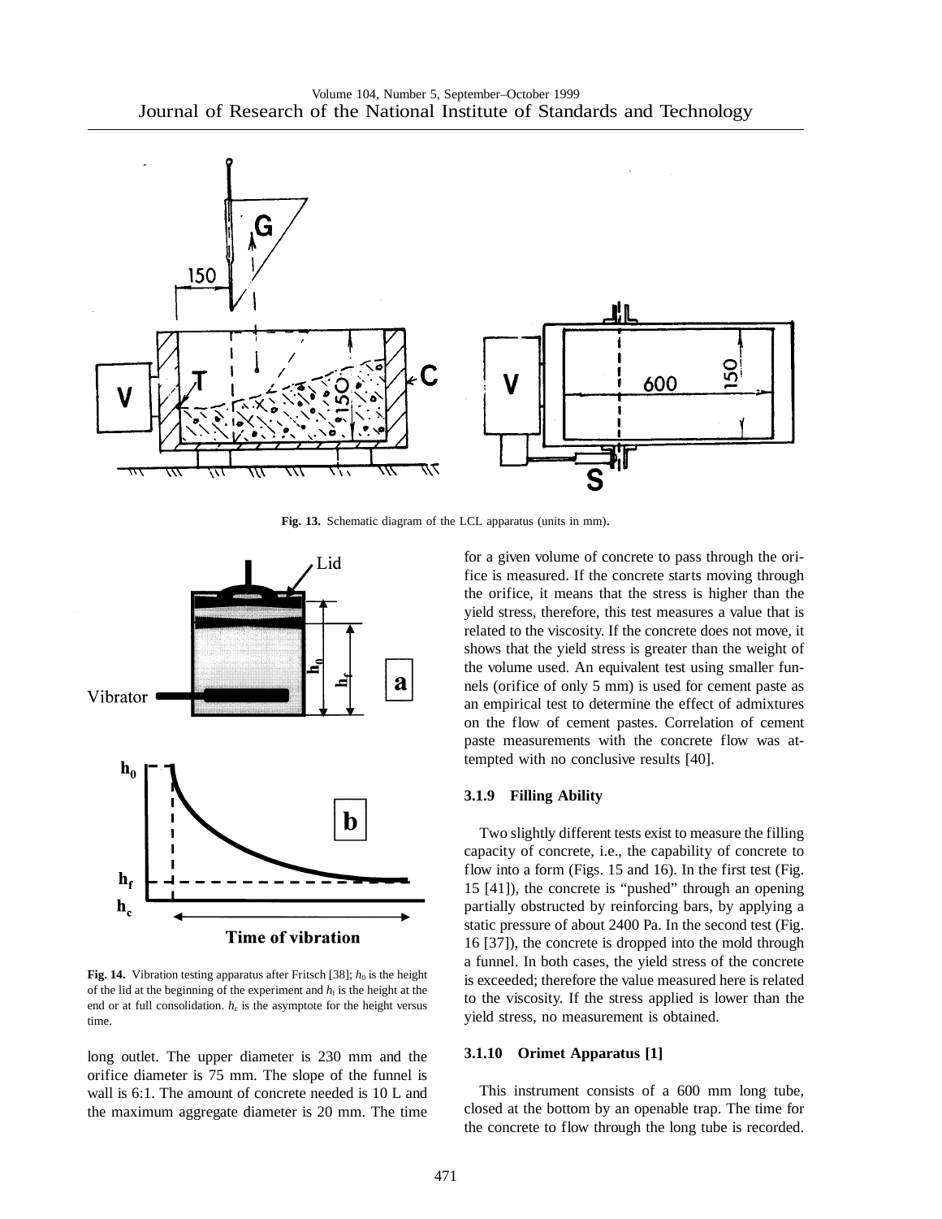Fig. 13. Schematic diagram of the LCL apparatus (units in mm).

Fig. 14. Vibration testing apparatus after Fritsch [38]; $h_0$ is the height of the lid at the beginning of the experiment and $h_f$ is the height at the end or at full consolidation. $h_c$ is the asymptote for the height versus time.

long outlet. The upper diameter is 230 mm and the orifice diameter is 75 mm. The slope of the funnel is wall is 6:1. The amount of concrete needed is 10 L and the maximum aggregate diameter is 20 mm. The time for a given volume of concrete to pass through the orifice is measured. If the concrete starts moving through the orifice, it means that the stress is higher than the yield stress, therefore, this test measures a value that is related to the viscosity. If the concrete does not move, it shows that the yield stress is greater than the weight of the volume used. An equivalent test using smaller funnels (orifice of only 5 mm) is used for cement paste as an empirical test to determine the effect of admixtures on the flow of cement pastes. Correlation of cement paste measurements with the concrete flow was attempted with no conclusive results [40].

### 3.1.9 Filling Ability

Two slightly different tests exist to measure the filling capacity of concrete, i.e., the capability of concrete to flow into a form (Figs. 15 and 16). In the first test (Fig. 15 [41]), the concrete is "pushed" through an opening partially obstructed by reinforcing bars, by applying a static pressure of about 2400 Pa. In the second test (Fig. 16 [37]), the concrete is dropped into the mold through a funnel. In both cases, the yield stress of the concrete is exceeded; therefore the value measured here is related to the viscosity. If the stress applied is lower than the yield stress, no measurement is obtained.

### 3.1.10 Orimet Apparatus [1]

This instrument consists of a 600 mm long tube, closed at the bottom by an openable trap. The time for the concrete to flow through the long tube is recorded.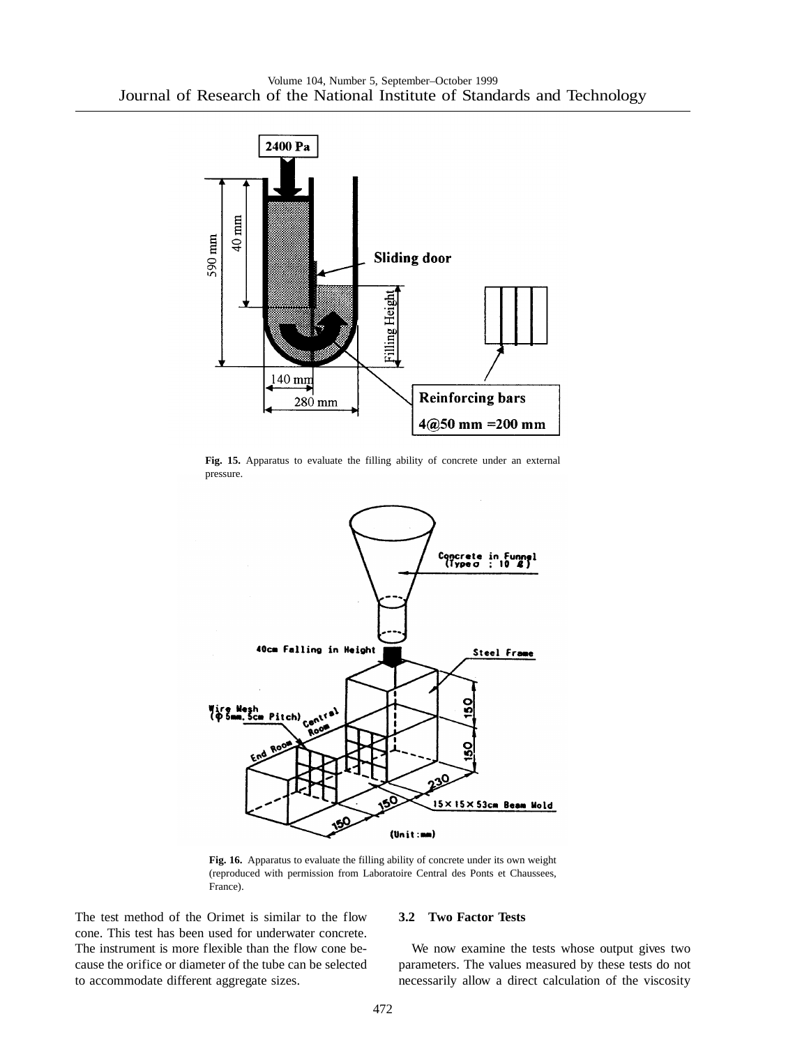**Fig. 15.** Apparatus to evaluate the filling ability of concrete under an external pressure.

**Fig. 16.** Apparatus to evaluate the filling ability of concrete under its own weight (reproduced with permission from Laboratoire Central des Ponts et Chaussees, France).

The test method of the Orimet is similar to the flow cone. This test has been used for underwater concrete. The instrument is more flexible than the flow cone because the orifice or diameter of the tube can be selected to accommodate different aggregate sizes.

### 3.2 Two Factor Tests

We now examine the tests whose output gives two parameters. The values measured by these tests do not necessarily allow a direct calculation of the viscosity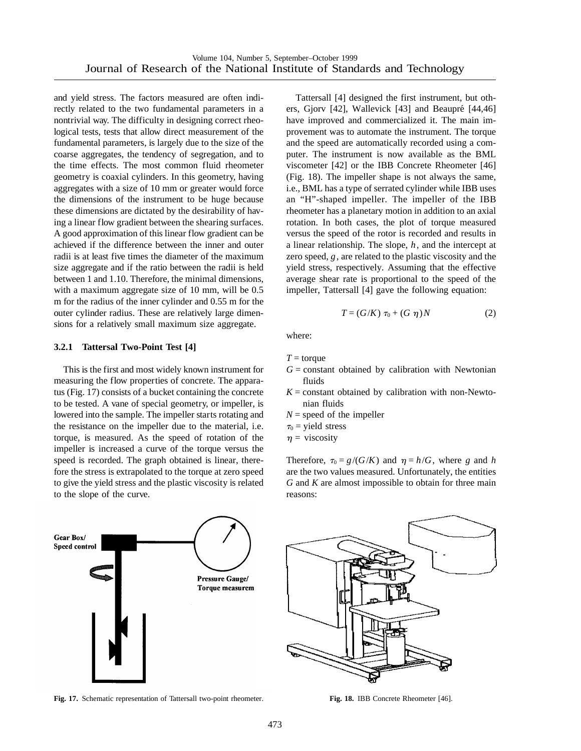and yield stress. The factors measured are often indirectly related to the two fundamental parameters in a nontrivial way. The difficulty in designing correct rheological tests, tests that allow direct measurement of the fundamental parameters, is largely due to the size of the coarse aggregates, the tendency of segregation, and to the time effects. The most common fluid rheometer geometry is coaxial cylinders. In this geometry, having aggregates with a size of 10 mm or greater would force the dimensions of the instrument to be huge because these dimensions are dictated by the desirability of having a linear flow gradient between the shearing surfaces. A good approximation of this linear flow gradient can be achieved if the difference between the inner and outer radii is at least five times the diameter of the maximum size aggregate and if the ratio between the radii is held between 1 and 1.10. Therefore, the minimal dimensions, with a maximum aggregate size of 10 mm, will be 0.5 m for the radius of the inner cylinder and 0.55 m for the outer cylinder radius. These are relatively large dimensions for a relatively small maximum size aggregate.

#### 3.2.1 Tattersal Two-Point Test [4]

This is the first and most widely known instrument for measuring the flow properties of concrete. The apparatus (Fig. 17) consists of a bucket containing the concrete to be tested. A vane of special geometry, or impeller, is lowered into the sample. The impeller starts rotating and the resistance on the impeller due to the material, i.e. torque, is measured. As the speed of rotation of the impeller is increased a curve of the torque versus the speed is recorded. The graph obtained is linear, therefore the stress is extrapolated to the torque at zero speed to give the yield stress and the plastic viscosity is related to the slope of the curve.

Tattersall [4] designed the first instrument, but others, Gjorv [42], Wallevick [43] and Beaupré [44,46] have improved and commercialized it. The main improvement was to automate the instrument. The torque and the speed are automatically recorded using a computer. The instrument is now available as the BML viscometer [42] or the IBB Concrete Rheometer [46] (Fig. 18). The impeller shape is not always the same, i.e., BML has a type of serrated cylinder while IBB uses an "H"-shaped impeller. The impeller of the IBB rheometer has a planetary motion in addition to an axial rotation. In both cases, the plot of torque measured versus the speed of the rotor is recorded and results in a linear relationship. The slope, $h$, and the intercept at zero speed, $g$, are related to the plastic viscosity and the yield stress, respectively. Assuming that the effective average shear rate is proportional to the speed of the impeller, Tattersall [4] gave the following equation:

$$T = (G/K)\,\tau_0 + (G\,\eta)N \qquad (2)$$

where:

$T$ = torque
$G$ = constant obtained by calibration with Newtonian fluids
$K$ = constant obtained by calibration with non-Newtonian fluids
$N$ = speed of the impeller
$\tau_0$ = yield stress
$\eta$ = viscosity

Therefore, $\tau_0 = g/(G/K)$ and $\eta = h/G$, where $g$ and $h$ are the two values measured. Unfortunately, the entities $G$ and $K$ are almost impossible to obtain for three main reasons:

Fig. 17. Schematic representation of Tattersall two-point rheometer.

Fig. 18. IBB Concrete Rheometer [46].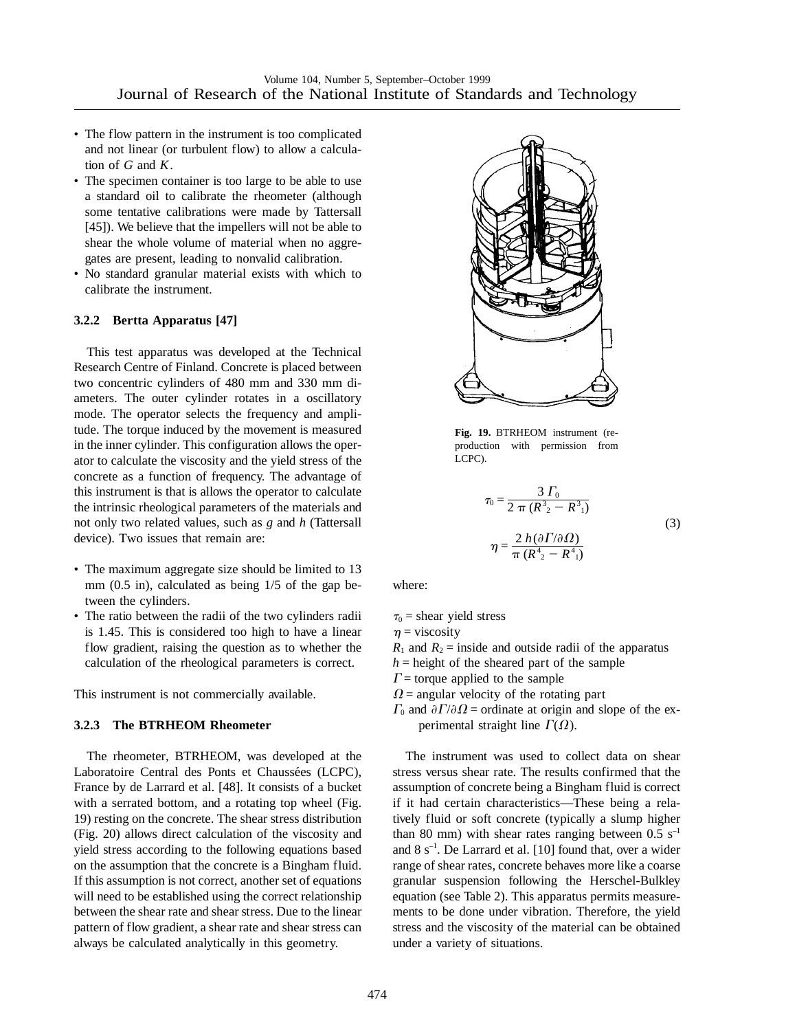- The flow pattern in the instrument is too complicated and not linear (or turbulent flow) to allow a calculation of $G$ and $K$.
- The specimen container is too large to be able to use a standard oil to calibrate the rheometer (although some tentative calibrations were made by Tattersall [45]). We believe that the impellers will not be able to shear the whole volume of material when no aggregates are present, leading to nonvalid calibration.
- No standard granular material exists with which to calibrate the instrument.

### 3.2.2 Bertta Apparatus [47]

This test apparatus was developed at the Technical Research Centre of Finland. Concrete is placed between two concentric cylinders of 480 mm and 330 mm diameters. The outer cylinder rotates in a oscillatory mode. The operator selects the frequency and amplitude. The torque induced by the movement is measured in the inner cylinder. This configuration allows the operator to calculate the viscosity and the yield stress of the concrete as a function of frequency. The advantage of this instrument is that is allows the operator to calculate the intrinsic rheological parameters of the materials and not only two related values, such as $g$ and $h$ (Tattersall device). Two issues that remain are:

- The maximum aggregate size should be limited to 13 mm (0.5 in), calculated as being 1/5 of the gap between the cylinders.
- The ratio between the radii of the two cylinders radii is 1.45. This is considered too high to have a linear flow gradient, raising the question as to whether the calculation of the rheological parameters is correct.

This instrument is not commercially available.

### 3.2.3 The BTRHEOM Rheometer

The rheometer, BTRHEOM, was developed at the Laboratoire Central des Ponts et Chaussées (LCPC), France by de Larrard et al. [48]. It consists of a bucket with a serrated bottom, and a rotating top wheel (Fig. 19) resting on the concrete. The shear stress distribution (Fig. 20) allows direct calculation of the viscosity and yield stress according to the following equations based on the assumption that the concrete is a Bingham fluid. If this assumption is not correct, another set of equations will need to be established using the correct relationship between the shear rate and shear stress. Due to the linear pattern of flow gradient, a shear rate and shear stress can always be calculated analytically in this geometry.

**Fig. 19.** BTRHEOM instrument (reproduction with permission from LCPC).

$$\tau_0 = \frac{3\,\Gamma_0}{2\,\pi\,(R_2^3 - R_1^3)}$$

$$\eta = \frac{2\,h(\partial\Gamma/\partial\Omega)}{\pi\,(R_2^4 - R_1^4)} \tag{3}$$

where:

$\tau_0$ = shear yield stress
$\eta$ = viscosity
$R_1$ and $R_2$ = inside and outside radii of the apparatus
$h$ = height of the sheared part of the sample
$\Gamma$ = torque applied to the sample
$\Omega$ = angular velocity of the rotating part
$\Gamma_0$ and $\partial\Gamma/\partial\Omega$ = ordinate at origin and slope of the experimental straight line $\Gamma(\Omega)$.

The instrument was used to collect data on shear stress versus shear rate. The results confirmed that the assumption of concrete being a Bingham fluid is correct if it had certain characteristics—These being a relatively fluid or soft concrete (typically a slump higher than 80 mm) with shear rates ranging between 0.5 $s^{-1}$ and 8 $s^{-1}$. De Larrard et al. [10] found that, over a wider range of shear rates, concrete behaves more like a coarse granular suspension following the Herschel-Bulkley equation (see Table 2). This apparatus permits measurements to be done under vibration. Therefore, the yield stress and the viscosity of the material can be obtained under a variety of situations.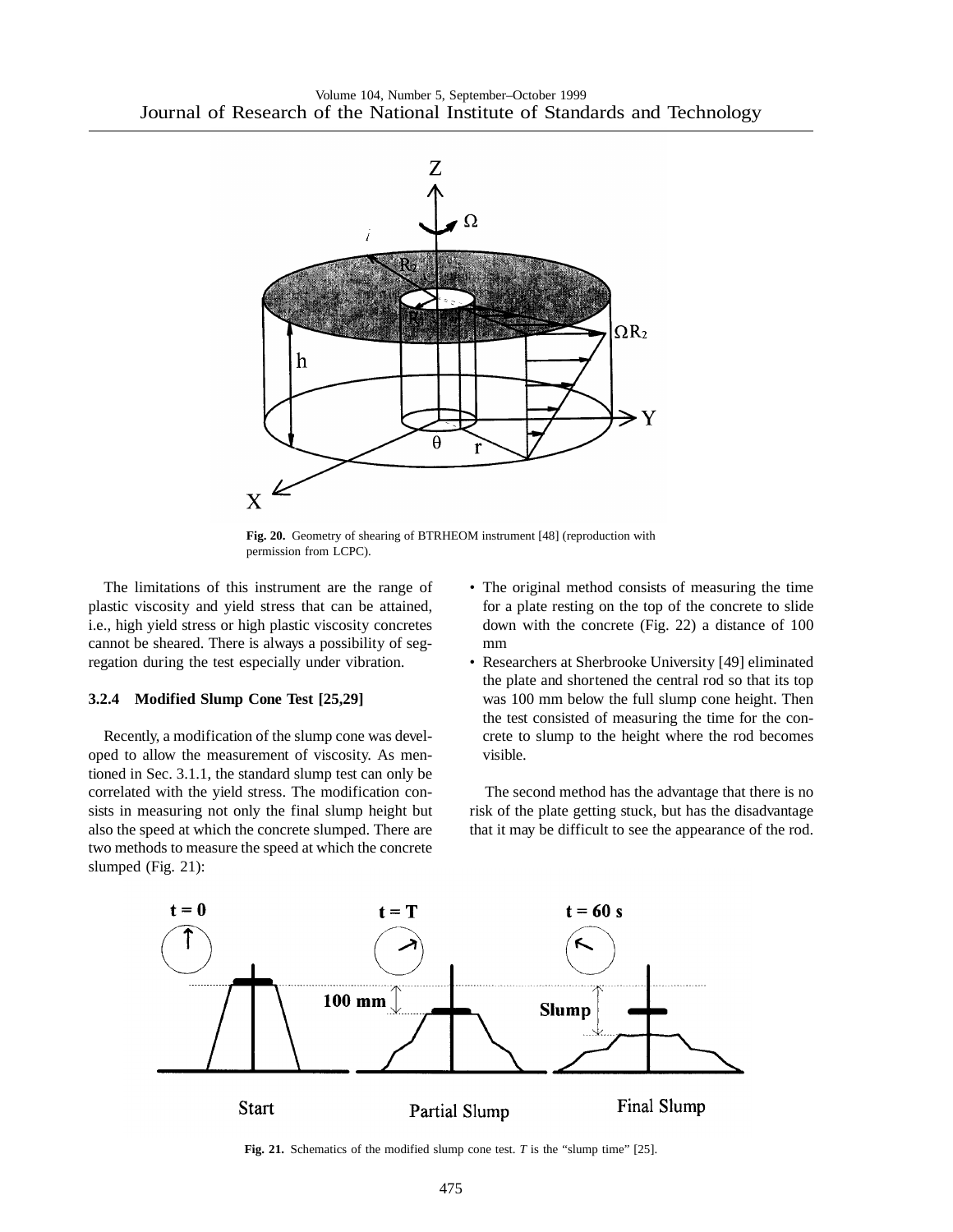**Fig. 20.** Geometry of shearing of BTRHEOM instrument [48] (reproduction with permission from LCPC).

The limitations of this instrument are the range of plastic viscosity and yield stress that can be attained, i.e., high yield stress or high plastic viscosity concretes cannot be sheared. There is always a possibility of segregation during the test especially under vibration.

### 3.2.4 Modified Slump Cone Test [25,29]

Recently, a modification of the slump cone was developed to allow the measurement of viscosity. As mentioned in Sec. 3.1.1, the standard slump test can only be correlated with the yield stress. The modification consists in measuring not only the final slump height but also the speed at which the concrete slumped. There are two methods to measure the speed at which the concrete slumped (Fig. 21):

- The original method consists of measuring the time for a plate resting on the top of the concrete to slide down with the concrete (Fig. 22) a distance of 100 mm
- Researchers at Sherbrooke University [49] eliminated the plate and shortened the central rod so that its top was 100 mm below the full slump cone height. Then the test consisted of measuring the time for the concrete to slump to the height where the rod becomes visible.

The second method has the advantage that there is no risk of the plate getting stuck, but has the disadvantage that it may be difficult to see the appearance of the rod.

**Fig. 21.** Schematics of the modified slump cone test. *T* is the "slump time" [25].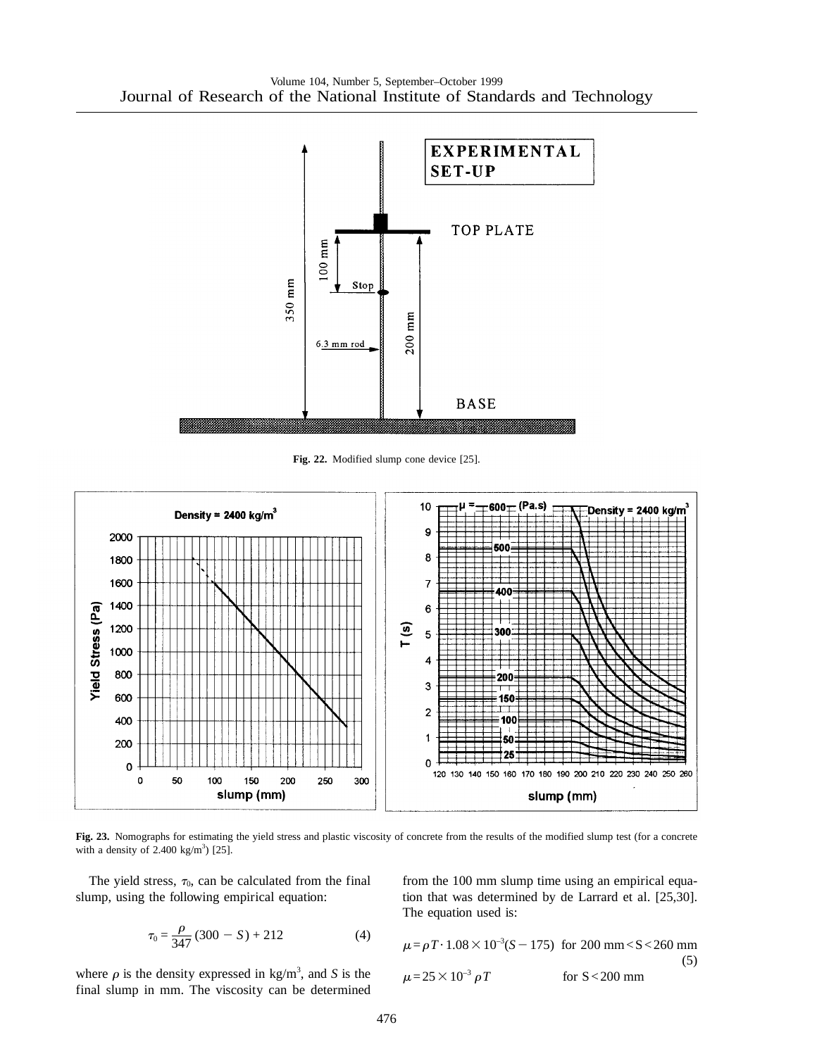**Fig. 22.** Modified slump cone device [25].

**Fig. 23.** Nomographs for estimating the yield stress and plastic viscosity of concrete from the results of the modified slump test (for a concrete with a density of 2.400 kg/m$^3$) [25].

The yield stress, $\tau_0$, can be calculated from the final slump, using the following empirical equation:

$$\tau_0 = \frac{\rho}{347}(300 - S) + 212 \tag{4}$$

where $\rho$ is the density expressed in kg/m$^3$, and $S$ is the final slump in mm. The viscosity can be determined from the 100 mm slump time using an empirical equation that was determined by de Larrard et al. [25,30]. The equation used is:

$$\mu = \rho T \cdot 1.08 \times 10^{-3}(S - 175) \quad \text{for } 200\text{ mm} < S < 260\text{ mm} \tag{5}$$

$$\mu = 25 \times 10^{-3}\,\rho T \qquad \text{for } S < 200\text{ mm}$$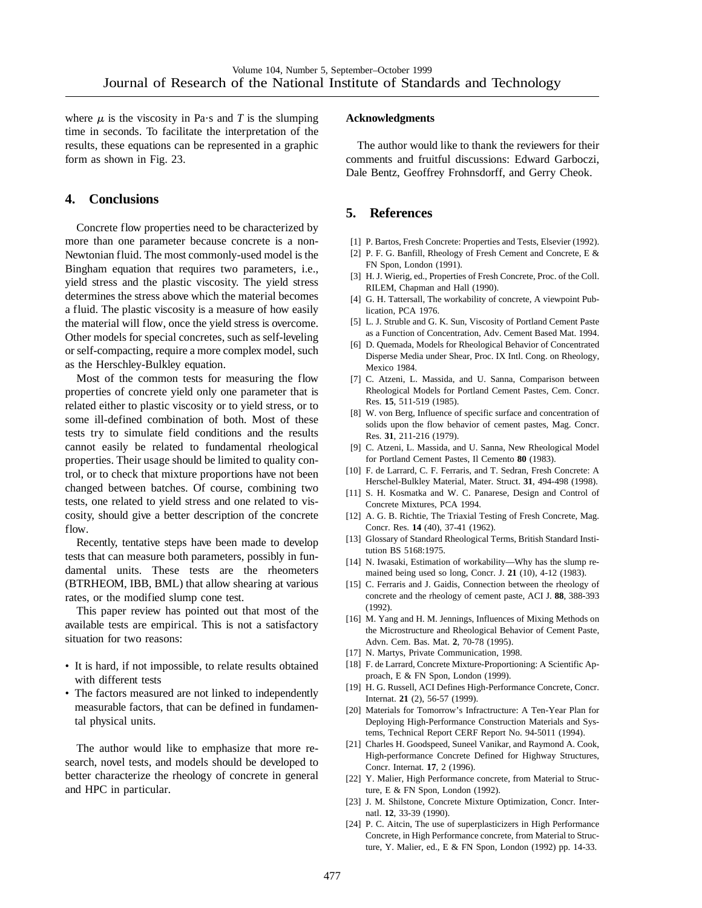where $\mu$ is the viscosity in Pa·s and $T$ is the slumping time in seconds. To facilitate the interpretation of the results, these equations can be represented in a graphic form as shown in Fig. 23.

## 4. Conclusions

Concrete flow properties need to be characterized by more than one parameter because concrete is a non-Newtonian fluid. The most commonly-used model is the Bingham equation that requires two parameters, i.e., yield stress and the plastic viscosity. The yield stress determines the stress above which the material becomes a fluid. The plastic viscosity is a measure of how easily the material will flow, once the yield stress is overcome. Other models for special concretes, such as self-leveling or self-compacting, require a more complex model, such as the Herschley-Bulkley equation.

Most of the common tests for measuring the flow properties of concrete yield only one parameter that is related either to plastic viscosity or to yield stress, or to some ill-defined combination of both. Most of these tests try to simulate field conditions and the results cannot easily be related to fundamental rheological properties. Their usage should be limited to quality control, or to check that mixture proportions have not been changed between batches. Of course, combining two tests, one related to yield stress and one related to viscosity, should give a better description of the concrete flow.

Recently, tentative steps have been made to develop tests that can measure both parameters, possibly in fundamental units. These tests are the rheometers (BTRHEOM, IBB, BML) that allow shearing at various rates, or the modified slump cone test.

This paper review has pointed out that most of the available tests are empirical. This is not a satisfactory situation for two reasons:

- It is hard, if not impossible, to relate results obtained with different tests
- The factors measured are not linked to independently measurable factors, that can be defined in fundamental physical units.

The author would like to emphasize that more research, novel tests, and models should be developed to better characterize the rheology of concrete in general and HPC in particular.

**Acknowledgments**

The author would like to thank the reviewers for their comments and fruitful discussions: Edward Garboczi, Dale Bentz, Geoffrey Frohnsdorff, and Gerry Cheok.

## 5. References

[1] P. Bartos, Fresh Concrete: Properties and Tests, Elsevier (1992).
[2] P. F. G. Banfill, Rheology of Fresh Cement and Concrete, E & FN Spon, London (1991).
[3] H. J. Wierig, ed., Properties of Fresh Concrete, Proc. of the Coll. RILEM, Chapman and Hall (1990).
[4] G. H. Tattersall, The workability of concrete, A viewpoint Publication, PCA 1976.
[5] L. J. Struble and G. K. Sun, Viscosity of Portland Cement Paste as a Function of Concentration, Adv. Cement Based Mat. 1994.
[6] D. Quemada, Models for Rheological Behavior of Concentrated Disperse Media under Shear, Proc. IX Intl. Cong. on Rheology, Mexico 1984.
[7] C. Atzeni, L. Massida, and U. Sanna, Comparison between Rheological Models for Portland Cement Pastes, Cem. Concr. Res. **15**, 511-519 (1985).
[8] W. von Berg, Influence of specific surface and concentration of solids upon the flow behavior of cement pastes, Mag. Concr. Res. **31**, 211-216 (1979).
[9] C. Atzeni, L. Massida, and U. Sanna, New Rheological Model for Portland Cement Pastes, Il Cemento **80** (1983).
[10] F. de Larrard, C. F. Ferraris, and T. Sedran, Fresh Concrete: A Herschel-Bulkley Material, Mater. Struct. **31**, 494-498 (1998).
[11] S. H. Kosmatka and W. C. Panarese, Design and Control of Concrete Mixtures, PCA 1994.
[12] A. G. B. Richtie, The Triaxial Testing of Fresh Concrete, Mag. Concr. Res. **14** (40), 37-41 (1962).
[13] Glossary of Standard Rheological Terms, British Standard Institution BS 5168:1975.
[14] N. Iwasaki, Estimation of workability—Why has the slump remained being used so long, Concr. J. **21** (10), 4-12 (1983).
[15] C. Ferraris and J. Gaidis, Connection between the rheology of concrete and the rheology of cement paste, ACI J. **88**, 388-393 (1992).
[16] M. Yang and H. M. Jennings, Influences of Mixing Methods on the Microstructure and Rheological Behavior of Cement Paste, Advn. Cem. Bas. Mat. **2**, 70-78 (1995).
[17] N. Martys, Private Communication, 1998.
[18] F. de Larrard, Concrete Mixture-Proportioning: A Scientific Approach, E & FN Spon, London (1999).
[19] H. G. Russell, ACI Defines High-Performance Concrete, Concr. Internat. **21** (2), 56-57 (1999).
[20] Materials for Tomorrow's Infractructure: A Ten-Year Plan for Deploying High-Performance Construction Materials and Systems, Technical Report CERF Report No. 94-5011 (1994).
[21] Charles H. Goodspeed, Suneel Vanikar, and Raymond A. Cook, High-performance Concrete Defined for Highway Structures, Concr. Internat. **17**, 2 (1996).
[22] Y. Malier, High Performance concrete, from Material to Structure, E & FN Spon, London (1992).
[23] J. M. Shilstone, Concrete Mixture Optimization, Concr. Internatl. **12**, 33-39 (1990).
[24] P. C. Aitcin, The use of superplasticizers in High Performance Concrete, in High Performance concrete, from Material to Structure, Y. Malier, ed., E & FN Spon, London (1992) pp. 14-33.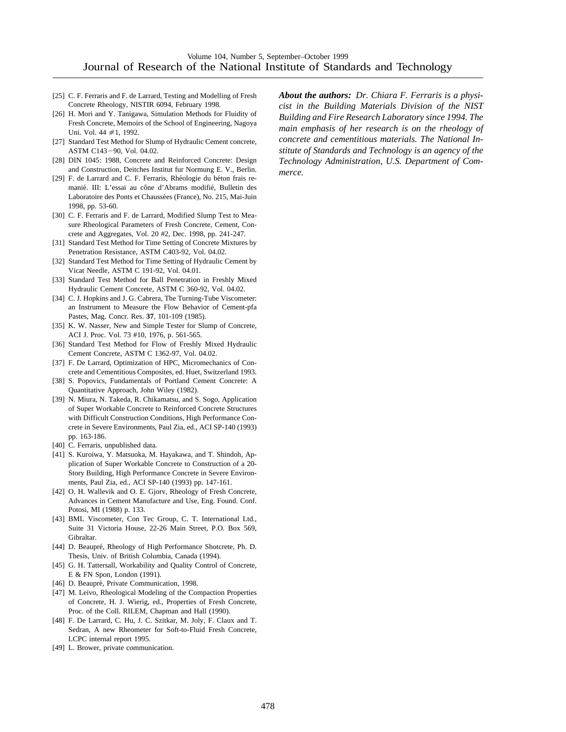[25] C. F. Ferraris and F. de Larrard, Testing and Modelling of Fresh Concrete Rheology, NISTIR 6094, February 1998.

[26] H. Mori and Y. Tanigawa, Simulation Methods for Fluidity of Fresh Concrete, Memoirs of the School of Engineering, Nagoya Uni. Vol. 44 #1, 1992.

[27] Standard Test Method for Slump of Hydraulic Cement concrete, ASTM C143−90, Vol. 04.02.

[28] DIN 1045: 1988, Concrete and Reinforced Concrete: Design and Construction, Deitches Institut fur Normung E. V., Berlin.

[29] F. de Larrard and C. F. Ferraris, Rhéologie du béton frais remanié. III: L'essai au cône d'Abrams modifié, Bulletin des Laboratoire des Ponts et Chaussées (France), No. 215, Mai-Juin 1998, pp. 53-60.

[30] C. F. Ferraris and F. de Larrard, Modified Slump Test to Measure Rheological Parameters of Fresh Concrete, Cement, Concrete and Aggregates, Vol. 20 #2, Dec. 1998, pp. 241-247.

[31] Standard Test Method for Time Setting of Concrete Mixtures by Penetration Resistance, ASTM C403-92, Vol. 04.02.

[32] Standard Test Method for Time Setting of Hydraulic Cement by Vicat Needle, ASTM C 191-92, Vol. 04.01.

[33] Standard Test Method for Ball Penetration in Freshly Mixed Hydraulic Cement Concrete, ASTM C 360-92, Vol. 04.02.

[34] C. J. Hopkins and J. G. Cabrera, The Turning-Tube Viscometer: an Instrument to Measure the Flow Behavior of Cement-pfa Pastes, Mag. Concr. Res. **37**, 101-109 (1985).

[35] K. W. Nasser, New and Simple Tester for Slump of Concrete, ACI J. Proc. Vol. 73 #10, 1976, p. 561-565.

[36] Standard Test Method for Flow of Freshly Mixed Hydraulic Cement Concrete, ASTM C 1362-97, Vol. 04.02.

[37] F. De Larrard, Optimization of HPC, Micromechanics of Concrete and Cementitious Composites, ed. Huet, Switzerland 1993.

[38] S. Popovics, Fundamentals of Portland Cement Concrete: A Quantitative Approach, John Wiley (1982).

[39] N. Miura, N. Takeda, R. Chikamatsu, and S. Sogo, Application of Super Workable Concrete to Reinforced Concrete Structures with Difficult Construction Conditions, High Performance Concrete in Severe Environments, Paul Zia, ed., ACI SP-140 (1993) pp. 163-186.

[40] C. Ferraris, unpublished data.

[41] S. Kuroiwa, Y. Matsuoka, M. Hayakawa, and T. Shindoh, Application of Super Workable Concrete to Construction of a 20-Story Building, High Performance Concrete in Severe Environments, Paul Zia, ed., ACI SP-140 (1993) pp. 147-161.

[42] O. H. Wallevik and O. E. Gjorv, Rheology of Fresh Concrete, Advances in Cement Manufacture and Use, Eng. Found. Conf. Potosi, MI (1988) p. 133.

[43] BML Viscometer, Con Tec Group, C. T. International Ltd., Suite 31 Victoria House, 22-26 Main Street, P.O. Box 569, Gibraltar.

[44] D. Beaupré, Rheology of High Performance Shotcrete, Ph. D. Thesis, Univ. of British Columbia, Canada (1994).

[45] G. H. Tattersall, Workability and Quality Control of Concrete, E & FN Spon, London (1991).

[46] D. Beaupré, Private Communication, 1998.

[47] M. Leivo, Rheological Modeling of the Compaction Properties of Concrete, H. J. Wierig, ed., Properties of Fresh Concrete, Proc. of the Coll. RILEM, Chapman and Hall (1990).

[48] F. De Larrard, C. Hu, J. C. Szitkar, M. Joly, F. Claux and T. Sedran, A new Rheometer for Soft-to-Fluid Fresh Concrete, LCPC internal report 1995.

[49] L. Brower, private communication.

***About the authors:*** *Dr. Chiara F. Ferraris is a physicist in the Building Materials Division of the NIST Building and Fire Research Laboratory since 1994. The main emphasis of her research is on the rheology of concrete and cementitious materials. The National Institute of Standards and Technology is an agency of the Technology Administration, U.S. Department of Commerce.*